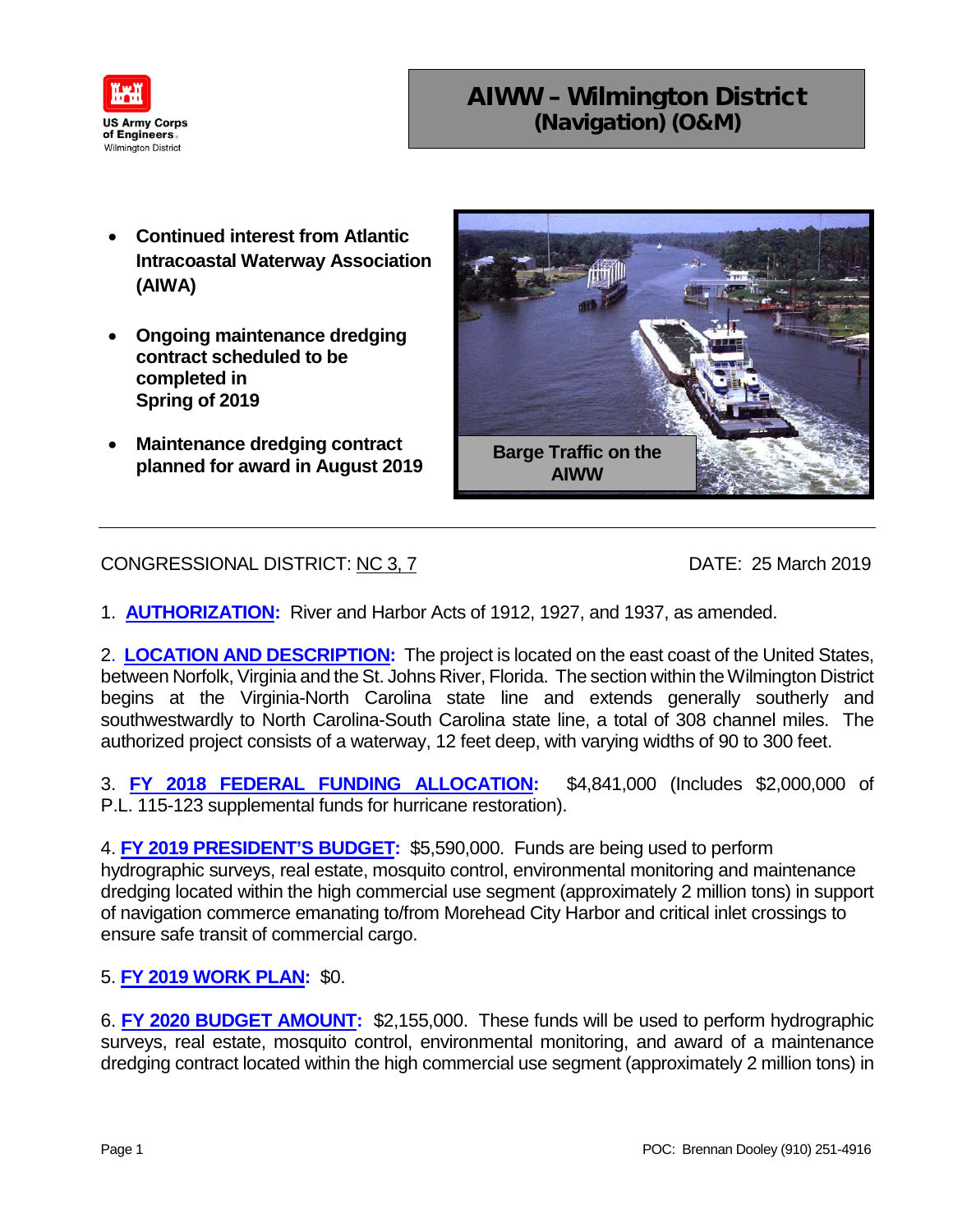US Army Corps of Engineers
Wilmington District

# AIWW – Wilmington District
## (Navigation) (O&M)

- **Continued interest from Atlantic Intracoastal Waterway Association (AIWA)**
- **Ongoing maintenance dredging contract scheduled to be completed in Spring of 2019**
- **Maintenance dredging contract planned for award in August 2019**

Barge Traffic on the AIWW

---

CONGRESSIONAL DISTRICT: NC 3, 7

DATE: 25 March 2019

1. **AUTHORIZATION:** River and Harbor Acts of 1912, 1927, and 1937, as amended.

2. **LOCATION AND DESCRIPTION:** The project is located on the east coast of the United States, between Norfolk, Virginia and the St. Johns River, Florida. The section within the Wilmington District begins at the Virginia-North Carolina state line and extends generally southerly and southwestwardly to North Carolina-South Carolina state line, a total of 308 channel miles. The authorized project consists of a waterway, 12 feet deep, with varying widths of 90 to 300 feet.

3. **FY 2018 FEDERAL FUNDING ALLOCATION:** $4,841,000 (Includes $2,000,000 of P.L. 115-123 supplemental funds for hurricane restoration).

4. **FY 2019 PRESIDENT'S BUDGET:** $5,590,000. Funds are being used to perform hydrographic surveys, real estate, mosquito control, environmental monitoring and maintenance dredging located within the high commercial use segment (approximately 2 million tons) in support of navigation commerce emanating to/from Morehead City Harbor and critical inlet crossings to ensure safe transit of commercial cargo.

5. **FY 2019 WORK PLAN:** $0.

6. **FY 2020 BUDGET AMOUNT:** $2,155,000. These funds will be used to perform hydrographic surveys, real estate, mosquito control, environmental monitoring, and award of a maintenance dredging contract located within the high commercial use segment (approximately 2 million tons) in

POC: Brennan Dooley (910) 251-4916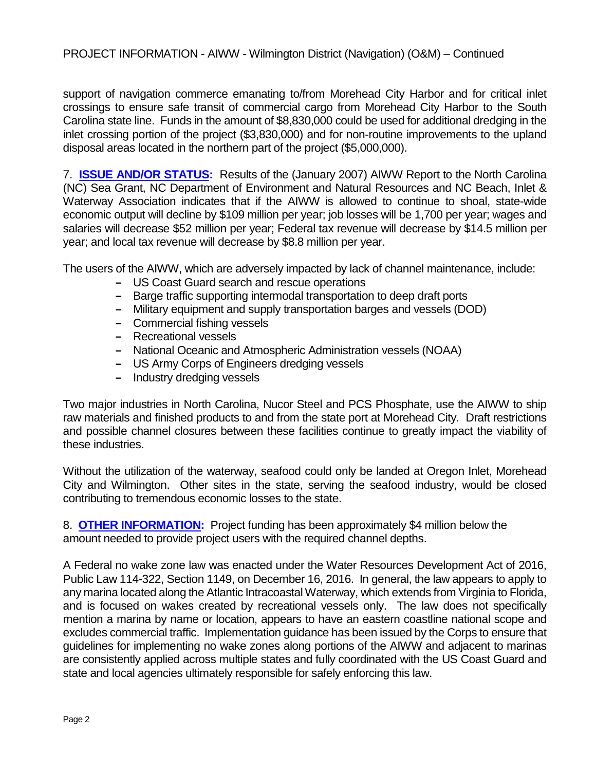support of navigation commerce emanating to/from Morehead City Harbor and for critical inlet crossings to ensure safe transit of commercial cargo from Morehead City Harbor to the South Carolina state line. Funds in the amount of $8,830,000 could be used for additional dredging in the inlet crossing portion of the project ($3,830,000) and for non-routine improvements to the upland disposal areas located in the northern part of the project ($5,000,000).

7. **ISSUE AND/OR STATUS:** Results of the (January 2007) AIWW Report to the North Carolina (NC) Sea Grant, NC Department of Environment and Natural Resources and NC Beach, Inlet & Waterway Association indicates that if the AIWW is allowed to continue to shoal, state-wide economic output will decline by $109 million per year; job losses will be 1,700 per year; wages and salaries will decrease $52 million per year; Federal tax revenue will decrease by $14.5 million per year; and local tax revenue will decrease by $8.8 million per year.

The users of the AIWW, which are adversely impacted by lack of channel maintenance, include:

- US Coast Guard search and rescue operations
- Barge traffic supporting intermodal transportation to deep draft ports
- Military equipment and supply transportation barges and vessels (DOD)
- Commercial fishing vessels
- Recreational vessels
- National Oceanic and Atmospheric Administration vessels (NOAA)
- US Army Corps of Engineers dredging vessels
- Industry dredging vessels

Two major industries in North Carolina, Nucor Steel and PCS Phosphate, use the AIWW to ship raw materials and finished products to and from the state port at Morehead City. Draft restrictions and possible channel closures between these facilities continue to greatly impact the viability of these industries.

Without the utilization of the waterway, seafood could only be landed at Oregon Inlet, Morehead City and Wilmington. Other sites in the state, serving the seafood industry, would be closed contributing to tremendous economic losses to the state.

8. **OTHER INFORMATION:** Project funding has been approximately $4 million below the amount needed to provide project users with the required channel depths.

A Federal no wake zone law was enacted under the Water Resources Development Act of 2016, Public Law 114-322, Section 1149, on December 16, 2016. In general, the law appears to apply to any marina located along the Atlantic Intracoastal Waterway, which extends from Virginia to Florida, and is focused on wakes created by recreational vessels only. The law does not specifically mention a marina by name or location, appears to have an eastern coastline national scope and excludes commercial traffic. Implementation guidance has been issued by the Corps to ensure that guidelines for implementing no wake zones along portions of the AIWW and adjacent to marinas are consistently applied across multiple states and fully coordinated with the US Coast Guard and state and local agencies ultimately responsible for safely enforcing this law.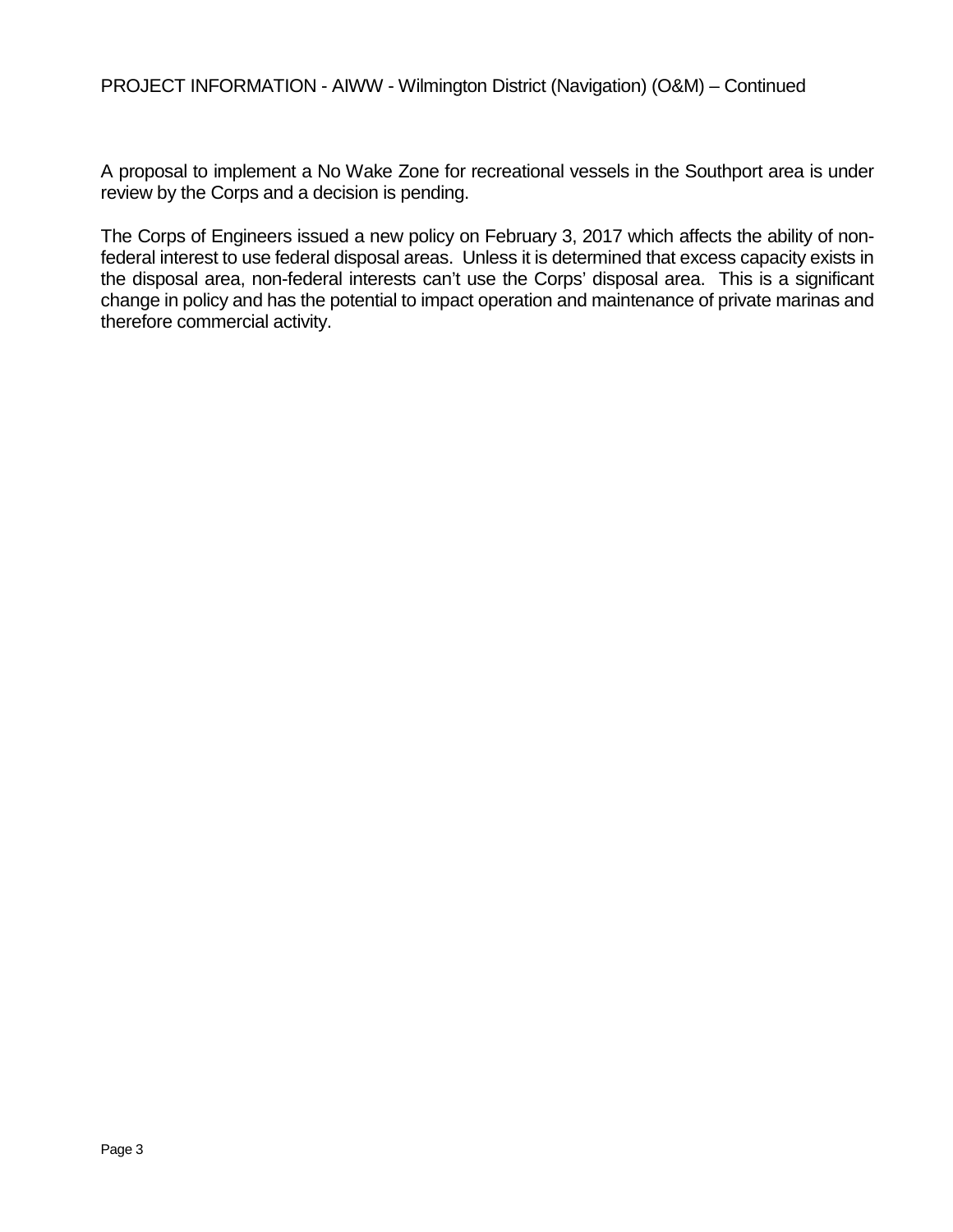PROJECT INFORMATION - AIWW - Wilmington District (Navigation) (O&M) – Continued

A proposal to implement a No Wake Zone for recreational vessels in the Southport area is under review by the Corps and a decision is pending.

The Corps of Engineers issued a new policy on February 3, 2017 which affects the ability of non-federal interest to use federal disposal areas. Unless it is determined that excess capacity exists in the disposal area, non-federal interests can't use the Corps' disposal area. This is a significant change in policy and has the potential to impact operation and maintenance of private marinas and therefore commercial activity.